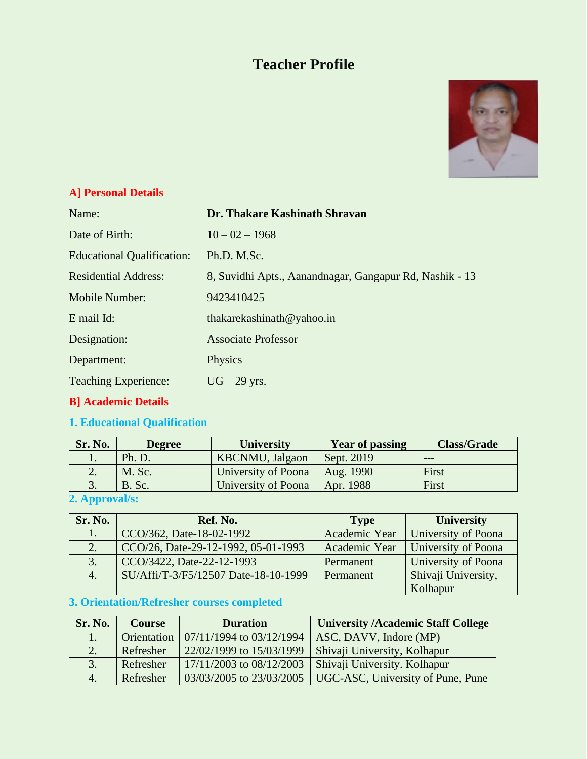# Teacher Profile

## A] Personal Details

| | |
|---|---|
| Name: | **Dr. Thakare Kashinath Shravan** |
| Date of Birth: | 10 – 02 – 1968 |
| Educational Qualification: | Ph.D. M.Sc. |
| Residential Address: | 8, Suvidhi Apts., Aanandnagar, Gangapur Rd, Nashik - 13 |
| Mobile Number: | 9423410425 |
| E mail Id: | thakarekashinath@yahoo.in |
| Designation: | Associate Professor |
| Department: | Physics |
| Teaching Experience: | UG 29 yrs. |

## B] Academic Details

### 1. Educational Qualification

| Sr. No. | Degree | University | Year of passing | Class/Grade |
|---|---|---|---|---|
| 1. | Ph. D. | KBCNMU, Jalgaon | Sept. 2019 | --- |
| 2. | M. Sc. | University of Poona | Aug. 1990 | First |
| 3. | B. Sc. | University of Poona | Apr. 1988 | First |

### 2. Approval/s:

| Sr. No. | Ref. No. | Type | University |
|---|---|---|---|
| 1. | CCO/362, Date-18-02-1992 | Academic Year | University of Poona |
| 2. | CCO/26, Date-29-12-1992, 05-01-1993 | Academic Year | University of Poona |
| 3. | CCO/3422, Date-22-12-1993 | Permanent | University of Poona |
| 4. | SU/Affi/T-3/F5/12507 Date-18-10-1999 | Permanent | Shivaji University, Kolhapur |

### 3. Orientation/Refresher courses completed

| Sr. No. | Course | Duration | University /Academic Staff College |
|---|---|---|---|
| 1. | Orientation | 07/11/1994 to 03/12/1994 | ASC, DAVV, Indore (MP) |
| 2. | Refresher | 22/02/1999 to 15/03/1999 | Shivaji University, Kolhapur |
| 3. | Refresher | 17/11/2003 to 08/12/2003 | Shivaji University. Kolhapur |
| 4. | Refresher | 03/03/2005 to 23/03/2005 | UGC-ASC, University of Pune, Pune |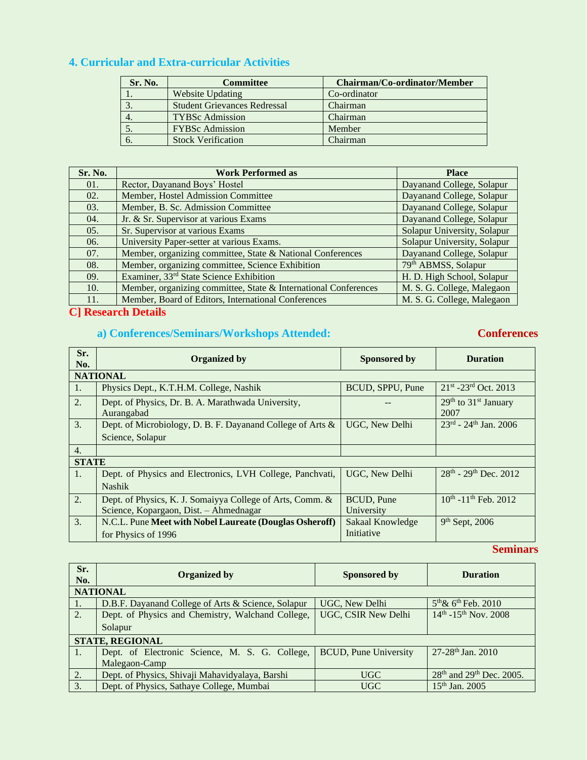## 4. Curricular and Extra-curricular Activities

| Sr. No. | Committee | Chairman/Co-ordinator/Member |
|---|---|---|
| 1. | Website Updating | Co-ordinator |
| 3. | Student Grievances Redressal | Chairman |
| 4. | TYBSc Admission | Chairman |
| 5. | FYBSc Admission | Member |
| 6. | Stock Verification | Chairman |

| Sr. No. | Work Performed as | Place |
|---|---|---|
| 01. | Rector, Dayanand Boys' Hostel | Dayanand College, Solapur |
| 02. | Member, Hostel Admission Committee | Dayanand College, Solapur |
| 03. | Member, B. Sc. Admission Committee | Dayanand College, Solapur |
| 04. | Jr. & Sr. Supervisor at various Exams | Dayanand College, Solapur |
| 05. | Sr. Supervisor at various Exams | Solapur University, Solapur |
| 06. | University Paper-setter at various Exams. | Solapur University, Solapur |
| 07. | Member, organizing committee, State & National Conferences | Dayanand College, Solapur |
| 08. | Member, organizing committee, Science Exhibition | 79th ABMSS, Solapur |
| 09. | Examiner, 33rd State Science Exhibition | H. D. High School, Solapur |
| 10. | Member, organizing committee, State & International Conferences | M. S. G. College, Malegaon |
| 11. | Member, Board of Editors, International Conferences | M. S. G. College, Malegaon |

## C] Research Details

### a) Conferences/Seminars/Workshops Attended:

**Conferences**

| Sr. No. | Organized by | Sponsored by | Duration |
|---|---|---|---|
| **NATIONAL** | | | |
| 1. | Physics Dept., K.T.H.M. College, Nashik | BCUD, SPPU, Pune | 21st -23rd Oct. 2013 |
| 2. | Dept. of Physics, Dr. B. A. Marathwada University, Aurangabad | -- | 29th to 31st January 2007 |
| 3. | Dept. of Microbiology, D. B. F. Dayanand College of Arts & Science, Solapur | UGC, New Delhi | 23rd - 24th Jan. 2006 |
| 4. | | | |
| **STATE** | | | |
| 1. | Dept. of Physics and Electronics, LVH College, Panchvati, Nashik | UGC, New Delhi | 28th - 29th Dec. 2012 |
| 2. | Dept. of Physics, K. J. Somaiyya College of Arts, Comm. & Science, Kopargaon, Dist. – Ahmednagar | BCUD, Pune University | 10th -11th Feb. 2012 |
| 3. | N.C.L. Pune **Meet with Nobel Laureate (Douglas Osheroff)** for Physics of 1996 | Sakaal Knowledge Initiative | 9th Sept, 2006 |

**Seminars**

| Sr. No. | Organized by | Sponsored by | Duration |
|---|---|---|---|
| **NATIONAL** | | | |
| 1. | D.B.F. Dayanand College of Arts & Science, Solapur | UGC, New Delhi | 5th& 6th Feb. 2010 |
| 2. | Dept. of Physics and Chemistry, Walchand College, Solapur | UGC, CSIR New Delhi | 14th -15th Nov. 2008 |
| **STATE, REGIONAL** | | | |
| 1. | Dept. of Electronic Science, M. S. G. College, Malegaon-Camp | BCUD, Pune University | 27-28th Jan. 2010 |
| 2. | Dept. of Physics, Shivaji Mahavidyalaya, Barshi | UGC | 28th and 29th Dec. 2005. |
| 3. | Dept. of Physics, Sathaye College, Mumbai | UGC | 15th Jan. 2005 |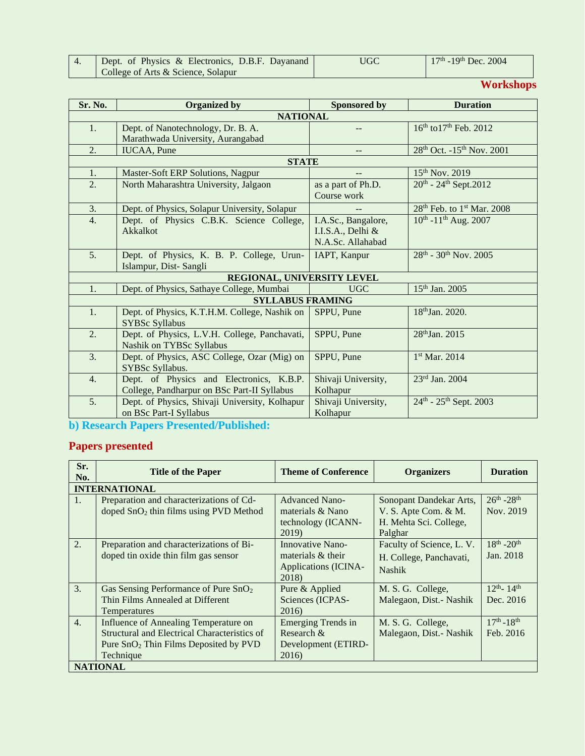| 4. | Dept. of Physics & Electronics, D.B.F. Dayanand College of Arts & Science, Solapur | UGC | 17th -19th Dec. 2004 |
|---|---|---|---|

## Workshops

| Sr. No. | Organized by | Sponsored by | Duration |
|---|---|---|---|
| **NATIONAL** | | | |
| 1. | Dept. of Nanotechnology, Dr. B. A. Marathwada University, Aurangabad | -- | 16th to17th Feb. 2012 |
| 2. | IUCAA, Pune | -- | 28th Oct. -15th Nov. 2001 |
| **STATE** | | | |
| 1. | Master-Soft ERP Solutions, Nagpur | -- | 15th Nov. 2019 |
| 2. | North Maharashtra University, Jalgaon | as a part of Ph.D. Course work | 20th - 24th Sept.2012 |
| 3. | Dept. of Physics, Solapur University, Solapur | -- | 28th Feb. to 1st Mar. 2008 |
| 4. | Dept. of Physics C.B.K. Science College, Akkalkot | I.A.Sc., Bangalore, I.I.S.A., Delhi & N.A.Sc. Allahabad | 10th -11th Aug. 2007 |
| 5. | Dept. of Physics, K. B. P. College, Urun-Islampur, Dist- Sangli | IAPT, Kanpur | 28th - 30th Nov. 2005 |
| **REGIONAL, UNIVERSITY LEVEL** | | | |
| 1. | Dept. of Physics, Sathaye College, Mumbai | UGC | 15th Jan. 2005 |
| **SYLLABUS FRAMING** | | | |
| 1. | Dept. of Physics, K.T.H.M. College, Nashik on SYBSc Syllabus | SPPU, Pune | 18thJan. 2020. |
| 2. | Dept. of Physics, L.V.H. College, Panchavati, Nashik on TYBSc Syllabus | SPPU, Pune | 28thJan. 2015 |
| 3. | Dept. of Physics, ASC College, Ozar (Mig) on SYBSc Syllabus. | SPPU, Pune | 1st Mar. 2014 |
| 4. | Dept. of Physics and Electronics, K.B.P. College, Pandharpur on BSc Part-II Syllabus | Shivaji University, Kolhapur | 23rd Jan. 2004 |
| 5. | Dept. of Physics, Shivaji University, Kolhapur on BSc Part-I Syllabus | Shivaji University, Kolhapur | 24th - 25th Sept. 2003 |

## b) Research Papers Presented/Published:

## Papers presented

| Sr. No. | Title of the Paper | Theme of Conference | Organizers | Duration |
|---|---|---|---|---|
| **INTERNATIONAL** | | | | |
| 1. | Preparation and characterizations of Cd-doped $SnO_2$ thin films using PVD Method | Advanced Nano-materials & Nano technology (ICANN-2019) | Sonopant Dandekar Arts, V. S. Apte Com. & M. H. Mehta Sci. College, Palghar | 26th -28th Nov. 2019 |
| 2. | Preparation and characterizations of Bi-doped tin oxide thin film gas sensor | Innovative Nano-materials & their Applications (ICINA-2018) | Faculty of Science, L. V. H. College, Panchavati, Nashik | 18th -20th Jan. 2018 |
| 3. | Gas Sensing Performance of Pure $SnO_2$ Thin Films Annealed at Different Temperatures | Pure & Applied Sciences (ICPAS-2016) | M. S. G. College, Malegaon, Dist.- Nashik | 12th- 14th Dec. 2016 |
| 4. | Influence of Annealing Temperature on Structural and Electrical Characteristics of Pure $SnO_2$ Thin Films Deposited by PVD Technique | Emerging Trends in Research & Development (ETIRD-2016) | M. S. G. College, Malegaon, Dist.- Nashik | 17th -18th Feb. 2016 |
| **NATIONAL** | | | | |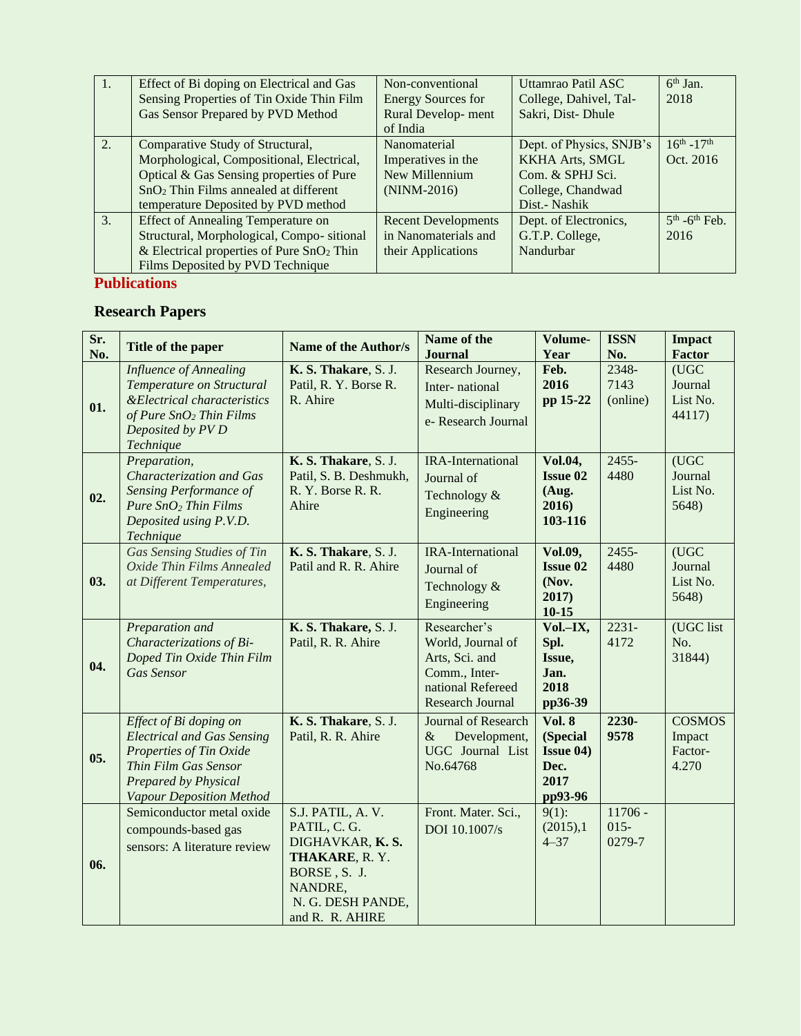| 1. | Effect of Bi doping on Electrical and Gas Sensing Properties of Tin Oxide Thin Film Gas Sensor Prepared by PVD Method | Non-conventional Energy Sources for Rural Develop- ment of India | Uttamrao Patil ASC College, Dahivel, Tal- Sakri, Dist- Dhule | 6th Jan. 2018 |
|---|---|---|---|---|
| 2. | Comparative Study of Structural, Morphological, Compositional, Electrical, Optical & Gas Sensing properties of Pure $SnO_2$ Thin Films annealed at different temperature Deposited by PVD method | Nanomaterial Imperatives in the New Millennium (NINM-2016) | Dept. of Physics, SNJB's KKHA Arts, SMGL Com. & SPHJ Sci. College, Chandwad Dist.- Nashik | 16th -17th Oct. 2016 |
| 3. | Effect of Annealing Temperature on Structural, Morphological, Compo- sitional & Electrical properties of Pure $SnO_2$ Thin Films Deposited by PVD Technique | Recent Developments in Nanomaterials and their Applications | Dept. of Electronics, G.T.P. College, Nandurbar | 5th -6th Feb. 2016 |

## Publications

### Research Papers

| Sr. No. | Title of the paper | Name of the Author/s | Name of the Journal | Volume-Year | ISSN No. | Impact Factor |
|---|---|---|---|---|---|---|
| **01.** | *Influence of Annealing Temperature on Structural &Electrical characteristics of Pure $SnO_2$ Thin Films Deposited by PV D Technique* | **K. S. Thakare**, S. J. Patil, R. Y. Borse R. R. Ahire | Research Journey, Inter- national Multi-disciplinary e- Research Journal | **Feb. 2016 pp 15-22** | 2348-7143 (online) | (UGC Journal List No. 44117) |
| **02.** | *Preparation, Characterization and Gas Sensing Performance of Pure $SnO_2$ Thin Films Deposited using P.V.D. Technique* | **K. S. Thakare**, S. J. Patil, S. B. Deshmukh, R. Y. Borse R. R. Ahire | IRA-International Journal of Technology & Engineering | **Vol.04, Issue 02 (Aug. 2016) 103-116** | 2455-4480 | (UGC Journal List No. 5648) |
| **03.** | *Gas Sensing Studies of Tin Oxide Thin Films Annealed at Different Temperatures,* | **K. S. Thakare**, S. J. Patil and R. R. Ahire | IRA-International Journal of Technology & Engineering | **Vol.09, Issue 02 (Nov. 2017) 10-15** | 2455-4480 | (UGC Journal List No. 5648) |
| **04.** | *Preparation and Characterizations of Bi-Doped Tin Oxide Thin Film Gas Sensor* | **K. S. Thakare,** S. J. Patil, R. R. Ahire | Researcher's World, Journal of Arts, Sci. and Comm., Inter-national Refereed Research Journal | **Vol.–IX, Spl. Issue, Jan. 2018 pp36-39** | 2231-4172 | (UGC list No. 31844) |
| **05.** | *Effect of Bi doping on Electrical and Gas Sensing Properties of Tin Oxide Thin Film Gas Sensor Prepared by Physical Vapour Deposition Method* | **K. S. Thakare**, S. J. Patil, R. R. Ahire | Journal of Research & Development, UGC Journal List No.64768 | **Vol. 8 (Special Issue 04) Dec. 2017 pp93-96** | **2230-9578** | COSMOS Impact Factor- 4.270 |
| **06.** | Semiconductor metal oxide compounds-based gas sensors: A literature review | S.J. PATIL, A. V. PATIL, C. G. DIGHAVKAR, **K. S. THAKARE**, R. Y. BORSE , S. J. NANDRE, N. G. DESH PANDE, and R. R. AHIRE | Front. Mater. Sci., DOI 10.1007/s | 9(1): (2015),14–37 | 11706 - 015-0279-7 | |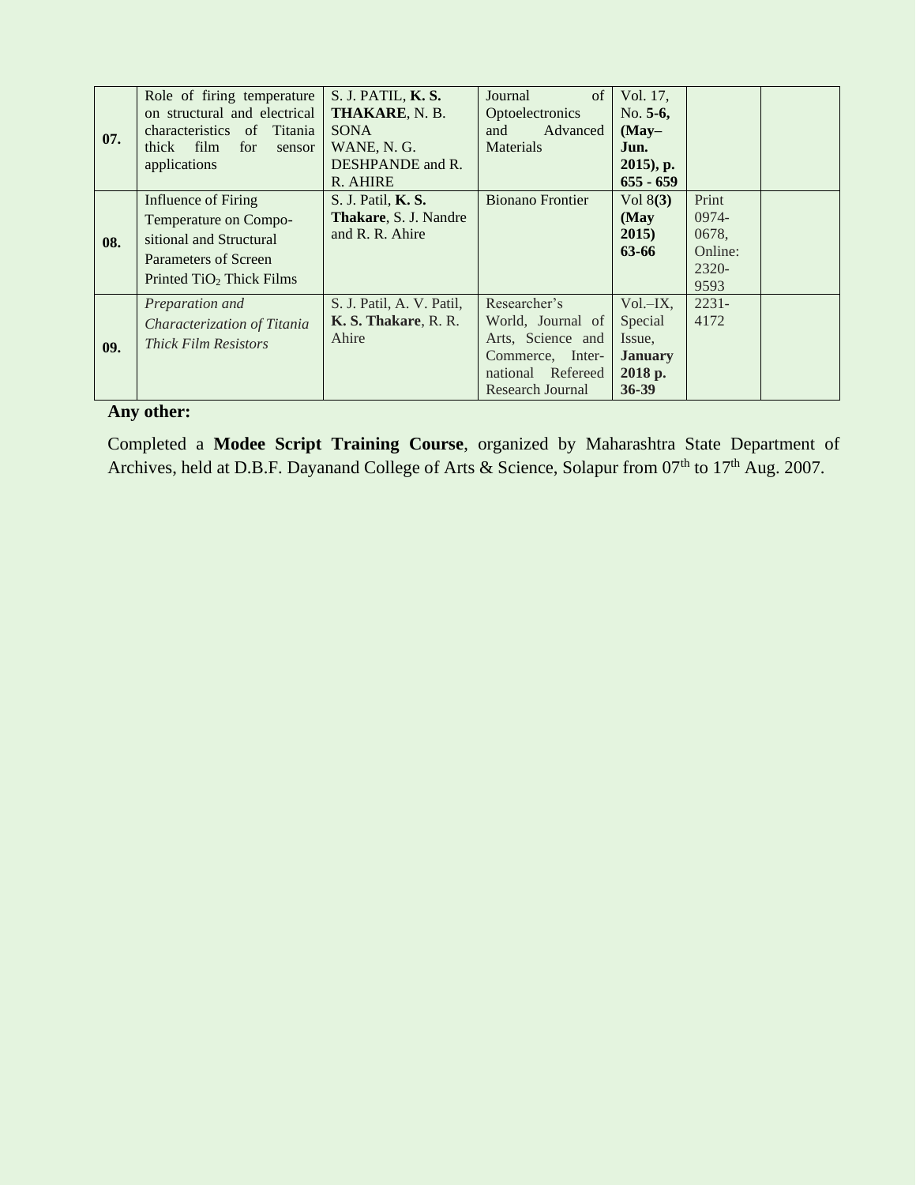| | | | | | | |
|---|---|---|---|---|---|---|
| **07.** | Role of firing temperature on structural and electrical characteristics of Titania thick film for sensor applications | S. J. PATIL, **K. S. THAKARE**, N. B. SONA WANE, N. G. DESHPANDE and R. R. AHIRE | Journal of Optoelectronics and Advanced Materials | Vol. 17, No. **5-6, (May–Jun. 2015), p. 655 - 659** | | |
| **08.** | Influence of Firing Temperature on Compositional and Structural Parameters of Screen Printed $TiO_2$ Thick Films | S. J. Patil, **K. S. Thakare**, S. J. Nandre and R. R. Ahire | Bionano Frontier | Vol 8**(3) (May 2015) 63-66** | Print 0974-0678, Online: 2320-9593 | |
| **09.** | *Preparation and Characterization of Titania Thick Film Resistors* | S. J. Patil, A. V. Patil, **K. S. Thakare**, R. R. Ahire | Researcher's World, Journal of Arts, Science and Commerce, International Refereed Research Journal | Vol.–IX, Special Issue, **January 2018 p. 36-39** | 2231-4172 | |

**Any other:**

Completed a **Modee Script Training Course**, organized by Maharashtra State Department of Archives, held at D.B.F. Dayanand College of Arts & Science, Solapur from $07^{th}$ to $17^{th}$ Aug. 2007.